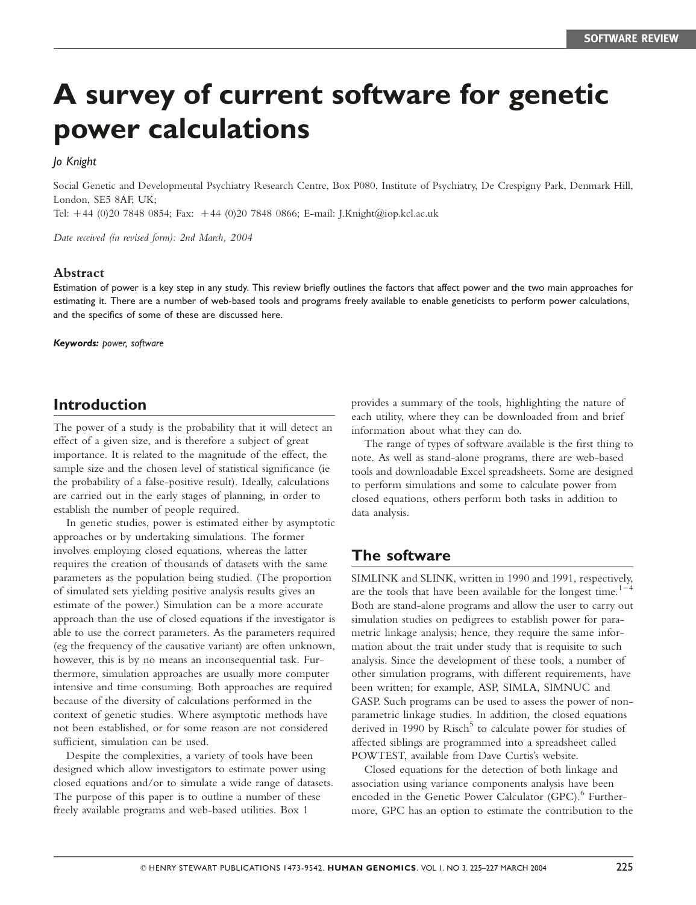SOFTWARE REVIEW

# A survey of current software for genetic power calculations

*Jo Knight*

Social Genetic and Developmental Psychiatry Research Centre, Box P080, Institute of Psychiatry, De Crespigny Park, Denmark Hill, London, SE5 8AF, UK;
Tel: +44 (0)20 7848 0854; Fax: +44 (0)20 7848 0866; E-mail: J.Knight@iop.kcl.ac.uk

*Date received (in revised form): 2nd March, 2004*

### Abstract

Estimation of power is a key step in any study. This review briefly outlines the factors that affect power and the two main approaches for estimating it. There are a number of web-based tools and programs freely available to enable geneticists to perform power calculations, and the specifics of some of these are discussed here.

***Keywords:*** *power, software*

## Introduction

The power of a study is the probability that it will detect an effect of a given size, and is therefore a subject of great importance. It is related to the magnitude of the effect, the sample size and the chosen level of statistical significance (ie the probability of a false-positive result). Ideally, calculations are carried out in the early stages of planning, in order to establish the number of people required.

In genetic studies, power is estimated either by asymptotic approaches or by undertaking simulations. The former involves employing closed equations, whereas the latter requires the creation of thousands of datasets with the same parameters as the population being studied. (The proportion of simulated sets yielding positive analysis results gives an estimate of the power.) Simulation can be a more accurate approach than the use of closed equations if the investigator is able to use the correct parameters. As the parameters required (eg the frequency of the causative variant) are often unknown, however, this is by no means an inconsequential task. Furthermore, simulation approaches are usually more computer intensive and time consuming. Both approaches are required because of the diversity of calculations performed in the context of genetic studies. Where asymptotic methods have not been established, or for some reason are not considered sufficient, simulation can be used.

Despite the complexities, a variety of tools have been designed which allow investigators to estimate power using closed equations and/or to simulate a wide range of datasets. The purpose of this paper is to outline a number of these freely available programs and web-based utilities. Box 1 provides a summary of the tools, highlighting the nature of each utility, where they can be downloaded from and brief information about what they can do.

The range of types of software available is the first thing to note. As well as stand-alone programs, there are web-based tools and downloadable Excel spreadsheets. Some are designed to perform simulations and some to calculate power from closed equations, others perform both tasks in addition to data analysis.

## The software

SIMLINK and SLINK, written in 1990 and 1991, respectively, are the tools that have been available for the longest time.[1–4] Both are stand-alone programs and allow the user to carry out simulation studies on pedigrees to establish power for parametric linkage analysis; hence, they require the same information about the trait under study that is requisite to such analysis. Since the development of these tools, a number of other simulation programs, with different requirements, have been written; for example, ASP, SIMLA, SIMNUC and GASP. Such programs can be used to assess the power of non-parametric linkage studies. In addition, the closed equations derived in 1990 by Risch[5] to calculate power for studies of affected siblings are programmed into a spreadsheet called POWTEST, available from Dave Curtis's website.

Closed equations for the detection of both linkage and association using variance components analysis have been encoded in the Genetic Power Calculator (GPC).[6] Furthermore, GPC has an option to estimate the contribution to the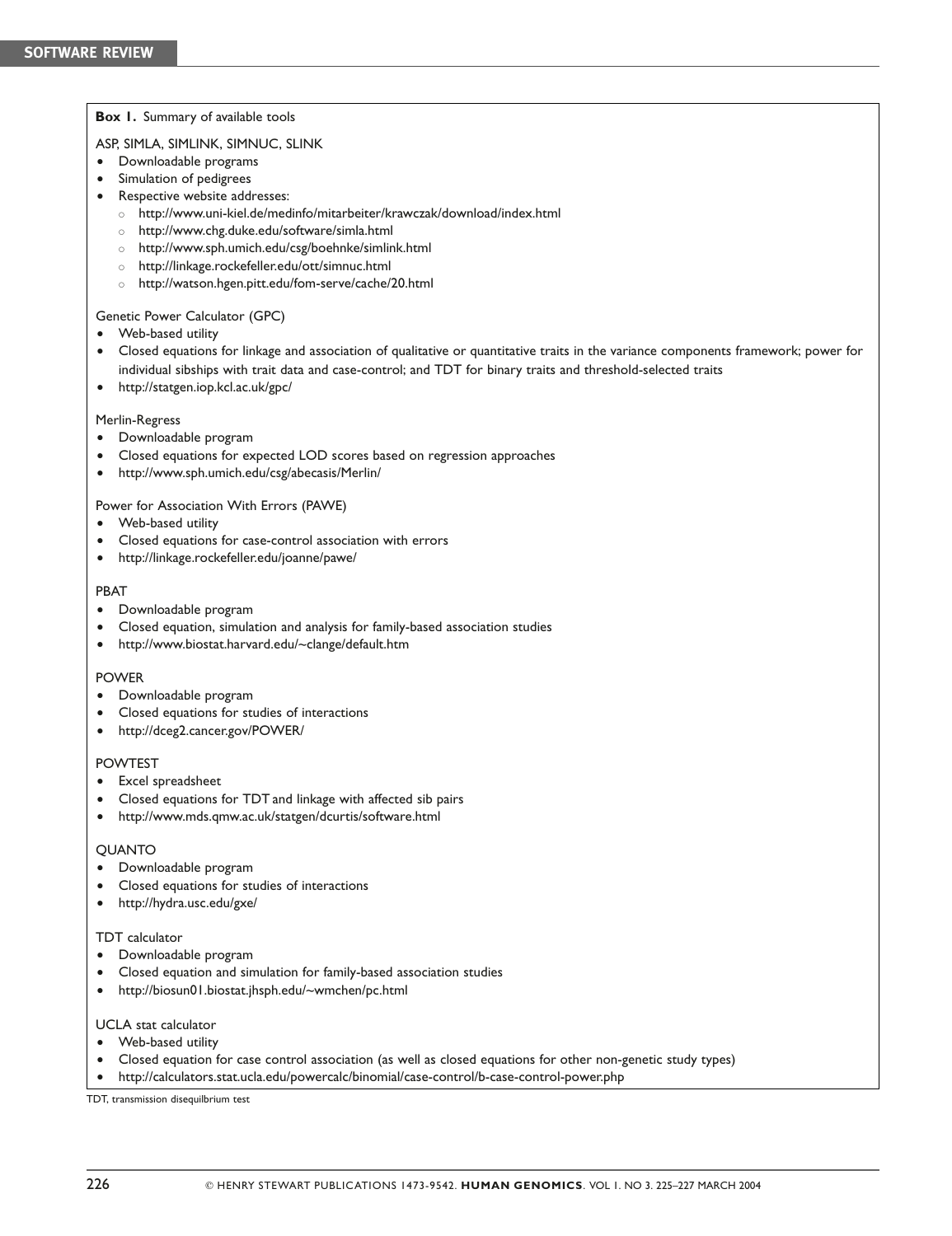**Box 1.** Summary of available tools

ASP, SIMLA, SIMLINK, SIMNUC, SLINK

- Downloadable programs
- Simulation of pedigrees
- Respective website addresses:
  - http://www.uni-kiel.de/medinfo/mitarbeiter/krawczak/download/index.html
  - http://www.chg.duke.edu/software/simla.html
  - http://www.sph.umich.edu/csg/boehnke/simlink.html
  - http://linkage.rockefeller.edu/ott/simnuc.html
  - http://watson.hgen.pitt.edu/fom-serve/cache/20.html

Genetic Power Calculator (GPC)

- Web-based utility
- Closed equations for linkage and association of qualitative or quantitative traits in the variance components framework; power for individual sibships with trait data and case-control; and TDT for binary traits and threshold-selected traits
- http://statgen.iop.kcl.ac.uk/gpc/

Merlin-Regress

- Downloadable program
- Closed equations for expected LOD scores based on regression approaches
- http://www.sph.umich.edu/csg/abecasis/Merlin/

Power for Association With Errors (PAWE)

- Web-based utility
- Closed equations for case-control association with errors
- http://linkage.rockefeller.edu/joanne/pawe/

PBAT

- Downloadable program
- Closed equation, simulation and analysis for family-based association studies
- http://www.biostat.harvard.edu/~clange/default.htm

POWER

- Downloadable program
- Closed equations for studies of interactions
- http://dceg2.cancer.gov/POWER/

POWTEST

- Excel spreadsheet
- Closed equations for TDT and linkage with affected sib pairs
- http://www.mds.qmw.ac.uk/statgen/dcurtis/software.html

QUANTO

- Downloadable program
- Closed equations for studies of interactions
- http://hydra.usc.edu/gxe/

TDT calculator

- Downloadable program
- Closed equation and simulation for family-based association studies
- http://biosun01.biostat.jhsph.edu/~wmchen/pc.html

UCLA stat calculator

- Web-based utility
- Closed equation for case control association (as well as closed equations for other non-genetic study types)
- http://calculators.stat.ucla.edu/powercalc/binomial/case-control/b-case-control-power.php

TDT, transmission disequilbrium test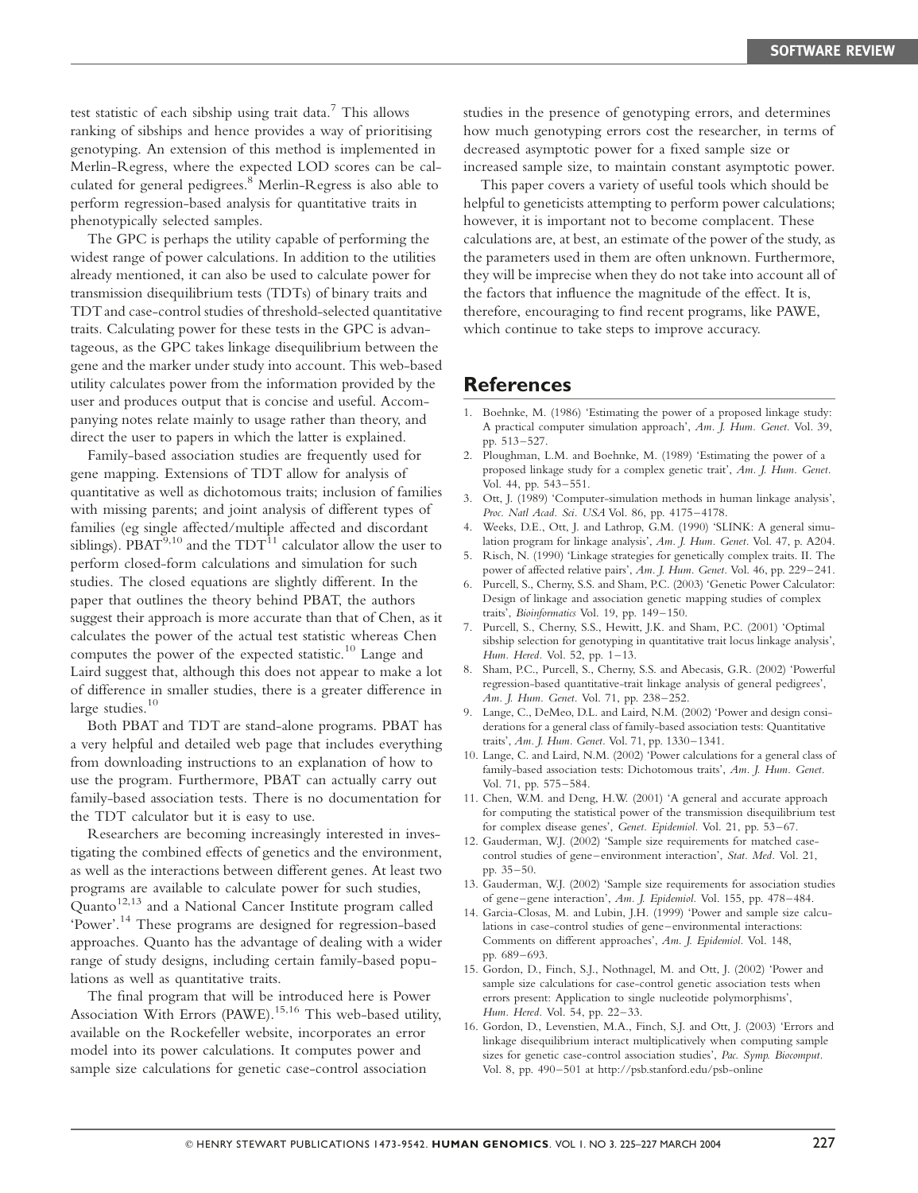test statistic of each sibship using trait data.[7] This allows ranking of sibships and hence provides a way of prioritising genotyping. An extension of this method is implemented in Merlin-Regress, where the expected LOD scores can be calculated for general pedigrees.[8] Merlin-Regress is also able to perform regression-based analysis for quantitative traits in phenotypically selected samples.

The GPC is perhaps the utility capable of performing the widest range of power calculations. In addition to the utilities already mentioned, it can also be used to calculate power for transmission disequilibrium tests (TDTs) of binary traits and TDT and case-control studies of threshold-selected quantitative traits. Calculating power for these tests in the GPC is advantageous, as the GPC takes linkage disequilibrium between the gene and the marker under study into account. This web-based utility calculates power from the information provided by the user and produces output that is concise and useful. Accompanying notes relate mainly to usage rather than theory, and direct the user to papers in which the latter is explained.

Family-based association studies are frequently used for gene mapping. Extensions of TDT allow for analysis of quantitative as well as dichotomous traits; inclusion of families with missing parents; and joint analysis of different types of families (eg single affected/multiple affected and discordant siblings). PBAT[9,10] and the TDT[11] calculator allow the user to perform closed-form calculations and simulation for such studies. The closed equations are slightly different. In the paper that outlines the theory behind PBAT, the authors suggest their approach is more accurate than that of Chen, as it calculates the power of the actual test statistic whereas Chen computes the power of the expected statistic.[10] Lange and Laird suggest that, although this does not appear to make a lot of difference in smaller studies, there is a greater difference in large studies.[10]

Both PBAT and TDT are stand-alone programs. PBAT has a very helpful and detailed web page that includes everything from downloading instructions to an explanation of how to use the program. Furthermore, PBAT can actually carry out family-based association tests. There is no documentation for the TDT calculator but it is easy to use.

Researchers are becoming increasingly interested in investigating the combined effects of genetics and the environment, as well as the interactions between different genes. At least two programs are available to calculate power for such studies, Quanto[12,13] and a National Cancer Institute program called 'Power'.[14] These programs are designed for regression-based approaches. Quanto has the advantage of dealing with a wider range of study designs, including certain family-based populations as well as quantitative traits.

The final program that will be introduced here is Power Association With Errors (PAWE).[15,16] This web-based utility, available on the Rockefeller website, incorporates an error model into its power calculations. It computes power and sample size calculations for genetic case-control association studies in the presence of genotyping errors, and determines how much genotyping errors cost the researcher, in terms of decreased asymptotic power for a fixed sample size or increased sample size, to maintain constant asymptotic power.

This paper covers a variety of useful tools which should be helpful to geneticists attempting to perform power calculations; however, it is important not to become complacent. These calculations are, at best, an estimate of the power of the study, as the parameters used in them are often unknown. Furthermore, they will be imprecise when they do not take into account all of the factors that influence the magnitude of the effect. It is, therefore, encouraging to find recent programs, like PAWE, which continue to take steps to improve accuracy.

## References

1. Boehnke, M. (1986) 'Estimating the power of a proposed linkage study: A practical computer simulation approach', *Am. J. Hum. Genet.* Vol. 39, pp. 513–527.
2. Ploughman, L.M. and Boehnke, M. (1989) 'Estimating the power of a proposed linkage study for a complex genetic trait', *Am. J. Hum. Genet.* Vol. 44, pp. 543–551.
3. Ott, J. (1989) 'Computer-simulation methods in human linkage analysis', *Proc. Natl Acad. Sci. USA* Vol. 86, pp. 4175–4178.
4. Weeks, D.E., Ott, J. and Lathrop, G.M. (1990) 'SLINK: A general simulation program for linkage analysis', *Am. J. Hum. Genet.* Vol. 47, p. A204.
5. Risch, N. (1990) 'Linkage strategies for genetically complex traits. II. The power of affected relative pairs', *Am. J. Hum. Genet.* Vol. 46, pp. 229–241.
6. Purcell, S., Cherny, S.S. and Sham, P.C. (2003) 'Genetic Power Calculator: Design of linkage and association genetic mapping studies of complex traits', *Bioinformatics* Vol. 19, pp. 149–150.
7. Purcell, S., Cherny, S.S., Hewitt, J.K. and Sham, P.C. (2001) 'Optimal sibship selection for genotyping in quantitative trait locus linkage analysis', *Hum. Hered.* Vol. 52, pp. 1–13.
8. Sham, P.C., Purcell, S., Cherny, S.S. and Abecasis, G.R. (2002) 'Powerful regression-based quantitative-trait linkage analysis of general pedigrees', *Am. J. Hum. Genet.* Vol. 71, pp. 238–252.
9. Lange, C., DeMeo, D.L. and Laird, N.M. (2002) 'Power and design considerations for a general class of family-based association tests: Quantitative traits', *Am. J. Hum. Genet.* Vol. 71, pp. 1330–1341.
10. Lange, C. and Laird, N.M. (2002) 'Power calculations for a general class of family-based association tests: Dichotomous traits', *Am. J. Hum. Genet.* Vol. 71, pp. 575–584.
11. Chen, W.M. and Deng, H.W. (2001) 'A general and accurate approach for computing the statistical power of the transmission disequilibrium test for complex disease genes', *Genet. Epidemiol.* Vol. 21, pp. 53–67.
12. Gauderman, W.J. (2002) 'Sample size requirements for matched case-control studies of gene–environment interaction', *Stat. Med.* Vol. 21, pp. 35–50.
13. Gauderman, W.J. (2002) 'Sample size requirements for association studies of gene–gene interaction', *Am. J. Epidemiol.* Vol. 155, pp. 478–484.
14. Garcia-Closas, M. and Lubin, J.H. (1999) 'Power and sample size calculations in case-control studies of gene–environmental interactions: Comments on different approaches', *Am. J. Epidemiol.* Vol. 148, pp. 689–693.
15. Gordon, D., Finch, S.J., Nothnagel, M. and Ott, J. (2002) 'Power and sample size calculations for case-control genetic association tests when errors present: Application to single nucleotide polymorphisms', *Hum. Hered.* Vol. 54, pp. 22–33.
16. Gordon, D., Levenstien, M.A., Finch, S.J. and Ott, J. (2003) 'Errors and linkage disequilibrium interact multiplicatively when computing sample sizes for genetic case-control association studies', *Pac. Symp. Biocomput.* Vol. 8, pp. 490–501 at http://psb.stanford.edu/psb-online